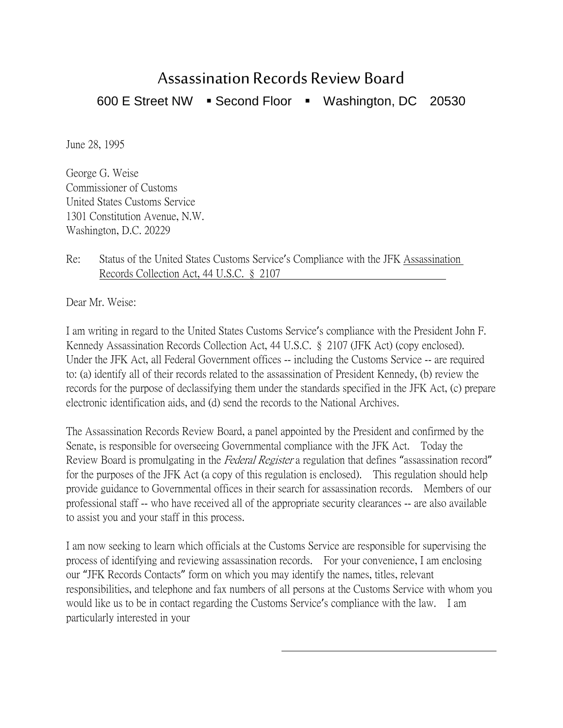# Assassination Records Review Board

600 E Street NW ▪ Second Floor ▪ Washington, DC 20530

June 28, 1995

George G. Weise
Commissioner of Customs
United States Customs Service
1301 Constitution Avenue, N.W.
Washington, D.C. 20229

Re: Status of the United States Customs Service's Compliance with the JFK Assassination Records Collection Act, 44 U.S.C. § 2107

Dear Mr. Weise:

I am writing in regard to the United States Customs Service's compliance with the President John F. Kennedy Assassination Records Collection Act, 44 U.S.C. § 2107 (JFK Act) (copy enclosed). Under the JFK Act, all Federal Government offices -- including the Customs Service -- are required to: (a) identify all of their records related to the assassination of President Kennedy, (b) review the records for the purpose of declassifying them under the standards specified in the JFK Act, (c) prepare electronic identification aids, and (d) send the records to the National Archives.

The Assassination Records Review Board, a panel appointed by the President and confirmed by the Senate, is responsible for overseeing Governmental compliance with the JFK Act. Today the Review Board is promulgating in the *Federal Register* a regulation that defines "assassination record" for the purposes of the JFK Act (a copy of this regulation is enclosed). This regulation should help provide guidance to Governmental offices in their search for assassination records. Members of our professional staff -- who have received all of the appropriate security clearances -- are also available to assist you and your staff in this process.

I am now seeking to learn which officials at the Customs Service are responsible for supervising the process of identifying and reviewing assassination records. For your convenience, I am enclosing our "JFK Records Contacts" form on which you may identify the names, titles, relevant responsibilities, and telephone and fax numbers of all persons at the Customs Service with whom you would like us to be in contact regarding the Customs Service's compliance with the law. I am particularly interested in your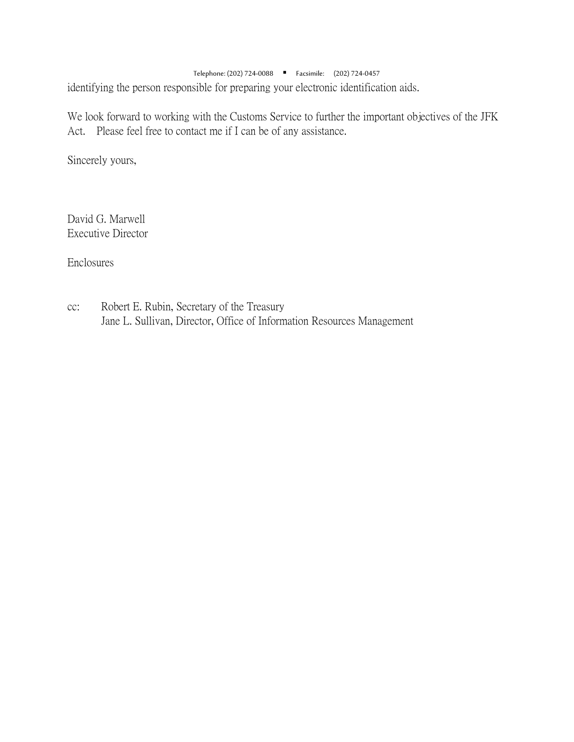identifying the person responsible for preparing your electronic identification aids.

We look forward to working with the Customs Service to further the important objectives of the JFK Act. Please feel free to contact me if I can be of any assistance.

Sincerely yours,

David G. Marwell
Executive Director

Enclosures

cc: Robert E. Rubin, Secretary of the Treasury
Jane L. Sullivan, Director, Office of Information Resources Management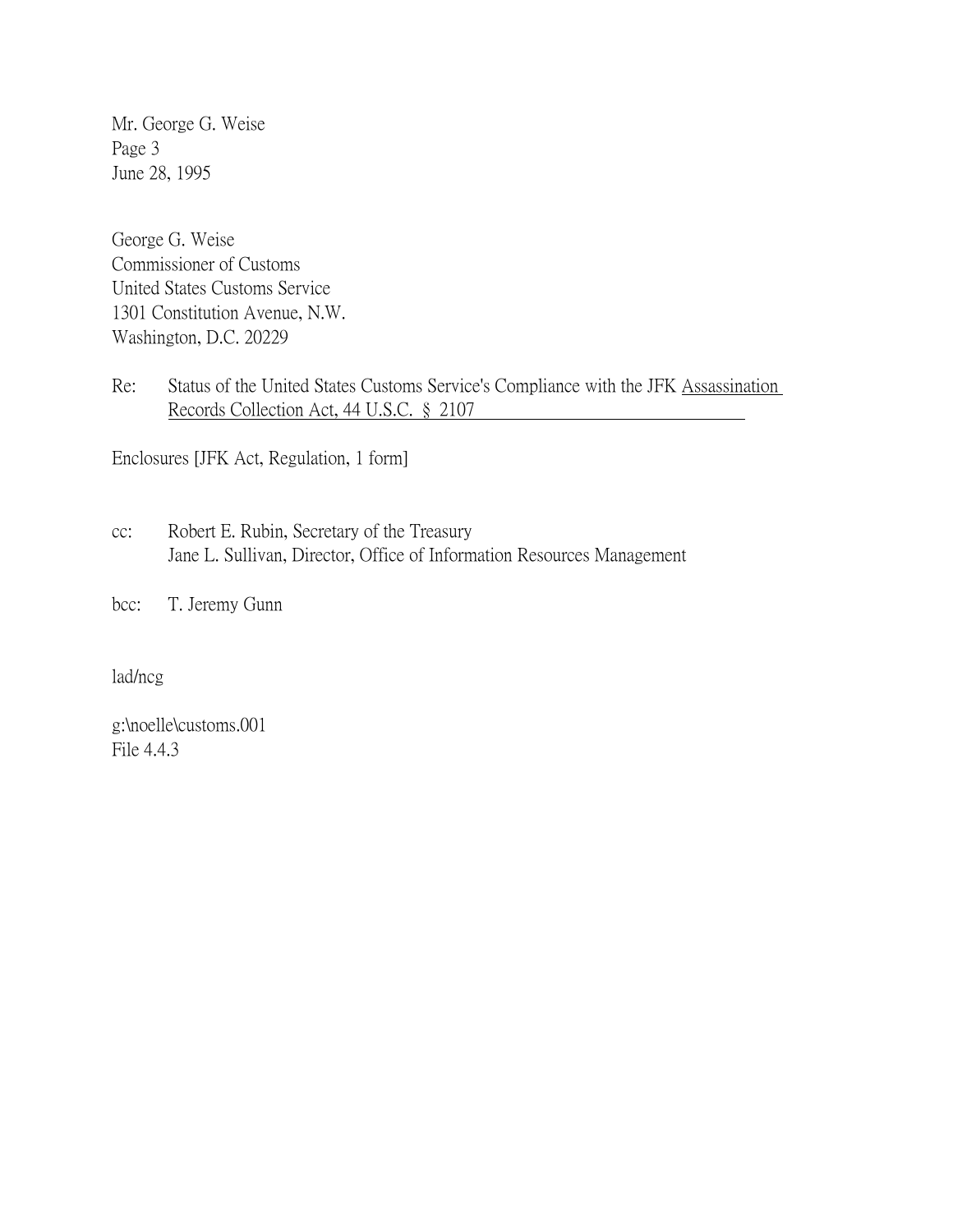George G. Weise
Commissioner of Customs
United States Customs Service
1301 Constitution Avenue, N.W.
Washington, D.C. 20229

Re: Status of the United States Customs Service's Compliance with the JFK Assassination Records Collection Act, 44 U.S.C. § 2107

Enclosures [JFK Act, Regulation, 1 form]

cc: Robert E. Rubin, Secretary of the Treasury
Jane L. Sullivan, Director, Office of Information Resources Management

bcc: T. Jeremy Gunn

lad/ncg

g:\noelle\customs.001
File 4.4.3